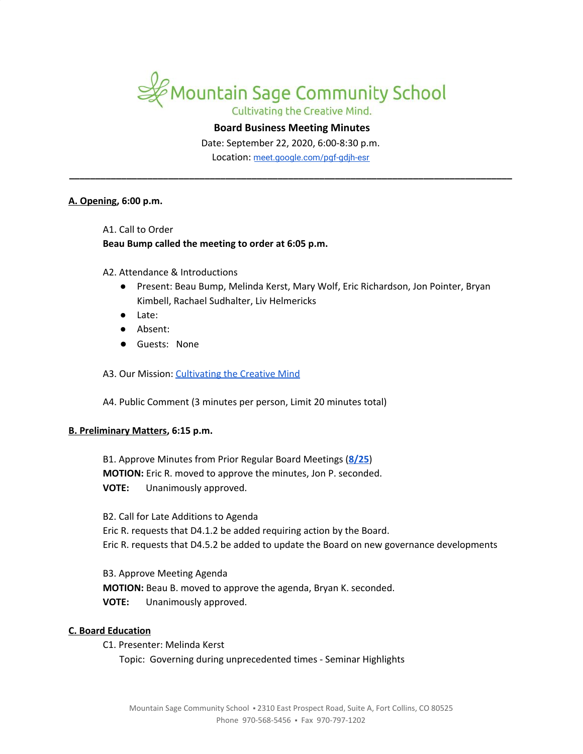# Mountain Sage Community School

Cultivating the Creative Mind.

**Board Business Meeting Minutes**

Date: September 22, 2020, 6:00-8:30 p.m.

Location: meet.google.com/pgf-gdjh-esr

---

## A. Opening, 6:00 p.m.

A1. Call to Order

**Beau Bump called the meeting to order at 6:05 p.m.**

A2. Attendance & Introductions

- Present: Beau Bump, Melinda Kerst, Mary Wolf, Eric Richardson, Jon Pointer, Bryan Kimbell, Rachael Sudhalter, Liv Helmericks
- Late:
- Absent:
- Guests: None

A3. Our Mission: Cultivating the Creative Mind

A4. Public Comment (3 minutes per person, Limit 20 minutes total)

## B. Preliminary Matters, 6:15 p.m.

B1. Approve Minutes from Prior Regular Board Meetings (**8/25**)

**MOTION:** Eric R. moved to approve the minutes, Jon P. seconded.

**VOTE:** Unanimously approved.

B2. Call for Late Additions to Agenda

Eric R. requests that D4.1.2 be added requiring action by the Board.

Eric R. requests that D4.5.2 be added to update the Board on new governance developments

B3. Approve Meeting Agenda

**MOTION:** Beau B. moved to approve the agenda, Bryan K. seconded.

**VOTE:** Unanimously approved.

## C. Board Education

C1. Presenter: Melinda Kerst

Topic: Governing during unprecedented times - Seminar Highlights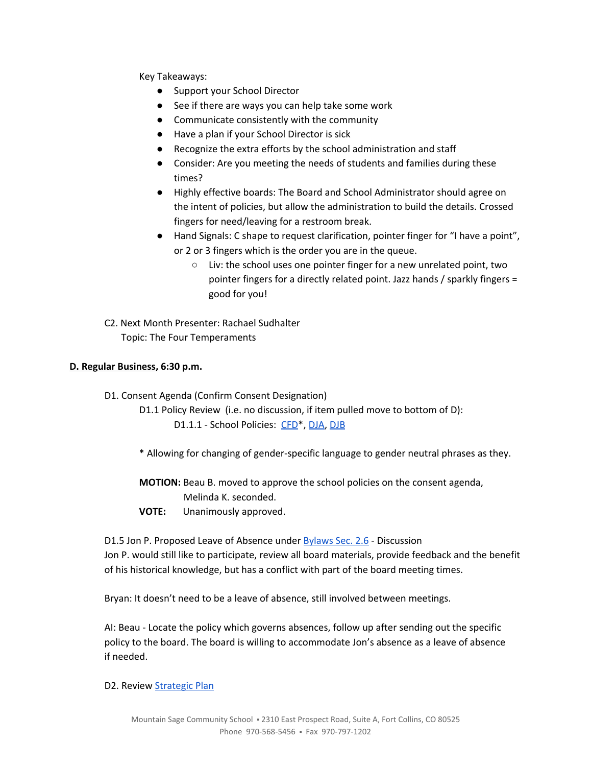Key Takeaways:

- Support your School Director
- See if there are ways you can help take some work
- Communicate consistently with the community
- Have a plan if your School Director is sick
- Recognize the extra efforts by the school administration and staff
- Consider: Are you meeting the needs of students and families during these times?
- Highly effective boards: The Board and School Administrator should agree on the intent of policies, but allow the administration to build the details. Crossed fingers for need/leaving for a restroom break.
- Hand Signals: C shape to request clarification, pointer finger for "I have a point", or 2 or 3 fingers which is the order you are in the queue.
    - Liv: the school uses one pointer finger for a new unrelated point, two pointer fingers for a directly related point. Jazz hands / sparkly fingers = good for you!

C2. Next Month Presenter: Rachael Sudhalter
Topic: The Four Temperaments

**D. Regular Business, 6:30 p.m.**

D1. Consent Agenda (Confirm Consent Designation)

D1.1 Policy Review (i.e. no discussion, if item pulled move to bottom of D):

D1.1.1 - School Policies: CFD*, DJA, DJB

* Allowing for changing of gender-specific language to gender neutral phrases as they.

**MOTION:** Beau B. moved to approve the school policies on the consent agenda, Melinda K. seconded.

**VOTE:** Unanimously approved.

D1.5 Jon P. Proposed Leave of Absence under Bylaws Sec. 2.6 - Discussion

Jon P. would still like to participate, review all board materials, provide feedback and the benefit of his historical knowledge, but has a conflict with part of the board meeting times.

Bryan: It doesn't need to be a leave of absence, still involved between meetings.

AI: Beau - Locate the policy which governs absences, follow up after sending out the specific policy to the board. The board is willing to accommodate Jon's absence as a leave of absence if needed.

D2. Review Strategic Plan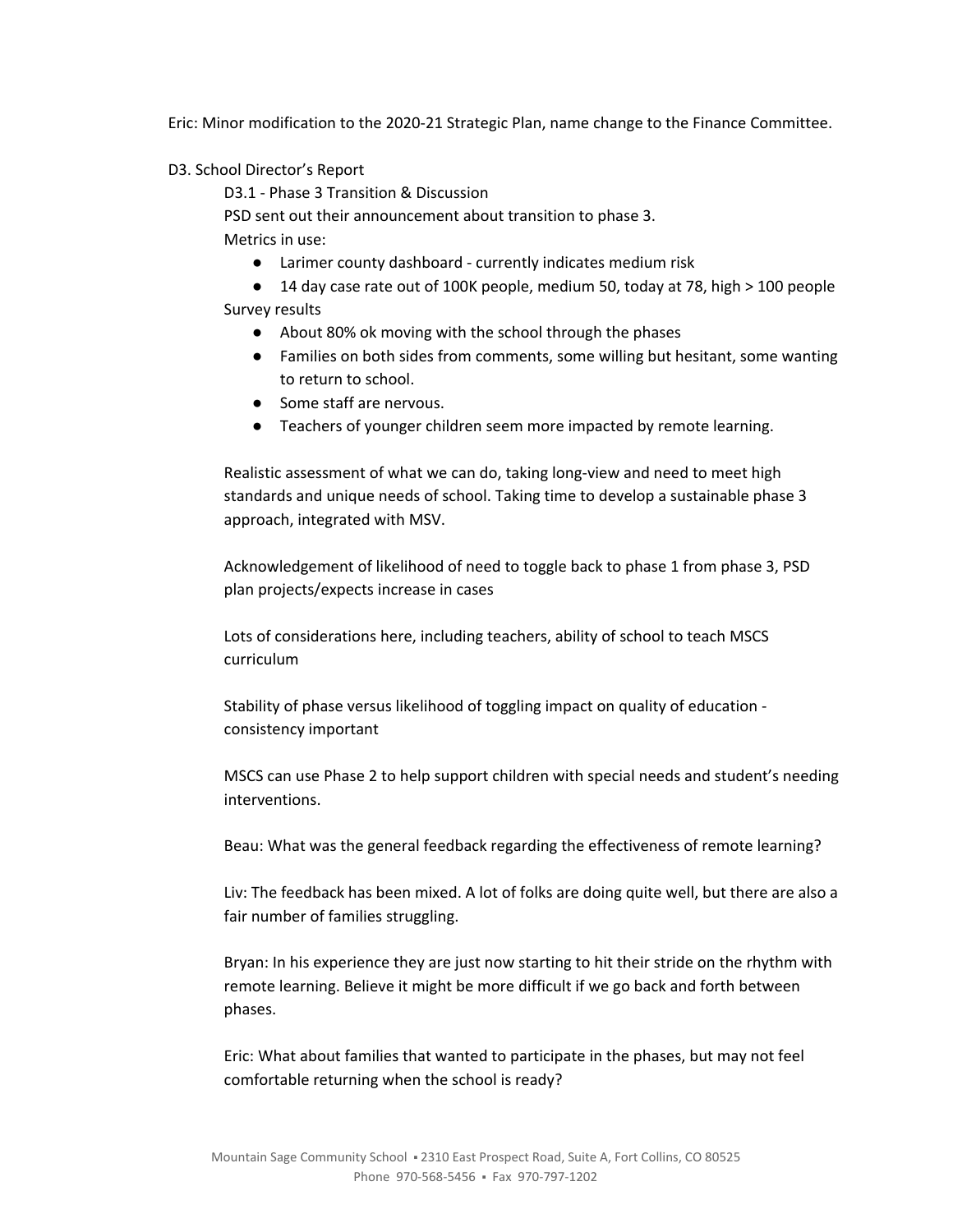Eric: Minor modification to the 2020-21 Strategic Plan, name change to the Finance Committee.

D3. School Director's Report

D3.1 - Phase 3 Transition & Discussion

PSD sent out their announcement about transition to phase 3.

Metrics in use:

- Larimer county dashboard - currently indicates medium risk
- 14 day case rate out of 100K people, medium 50, today at 78, high > 100 people

Survey results

- About 80% ok moving with the school through the phases
- Families on both sides from comments, some willing but hesitant, some wanting to return to school.
- Some staff are nervous.
- Teachers of younger children seem more impacted by remote learning.

Realistic assessment of what we can do, taking long-view and need to meet high standards and unique needs of school. Taking time to develop a sustainable phase 3 approach, integrated with MSV.

Acknowledgement of likelihood of need to toggle back to phase 1 from phase 3, PSD plan projects/expects increase in cases

Lots of considerations here, including teachers, ability of school to teach MSCS curriculum

Stability of phase versus likelihood of toggling impact on quality of education - consistency important

MSCS can use Phase 2 to help support children with special needs and student's needing interventions.

Beau: What was the general feedback regarding the effectiveness of remote learning?

Liv: The feedback has been mixed. A lot of folks are doing quite well, but there are also a fair number of families struggling.

Bryan: In his experience they are just now starting to hit their stride on the rhythm with remote learning. Believe it might be more difficult if we go back and forth between phases.

Eric: What about families that wanted to participate in the phases, but may not feel comfortable returning when the school is ready?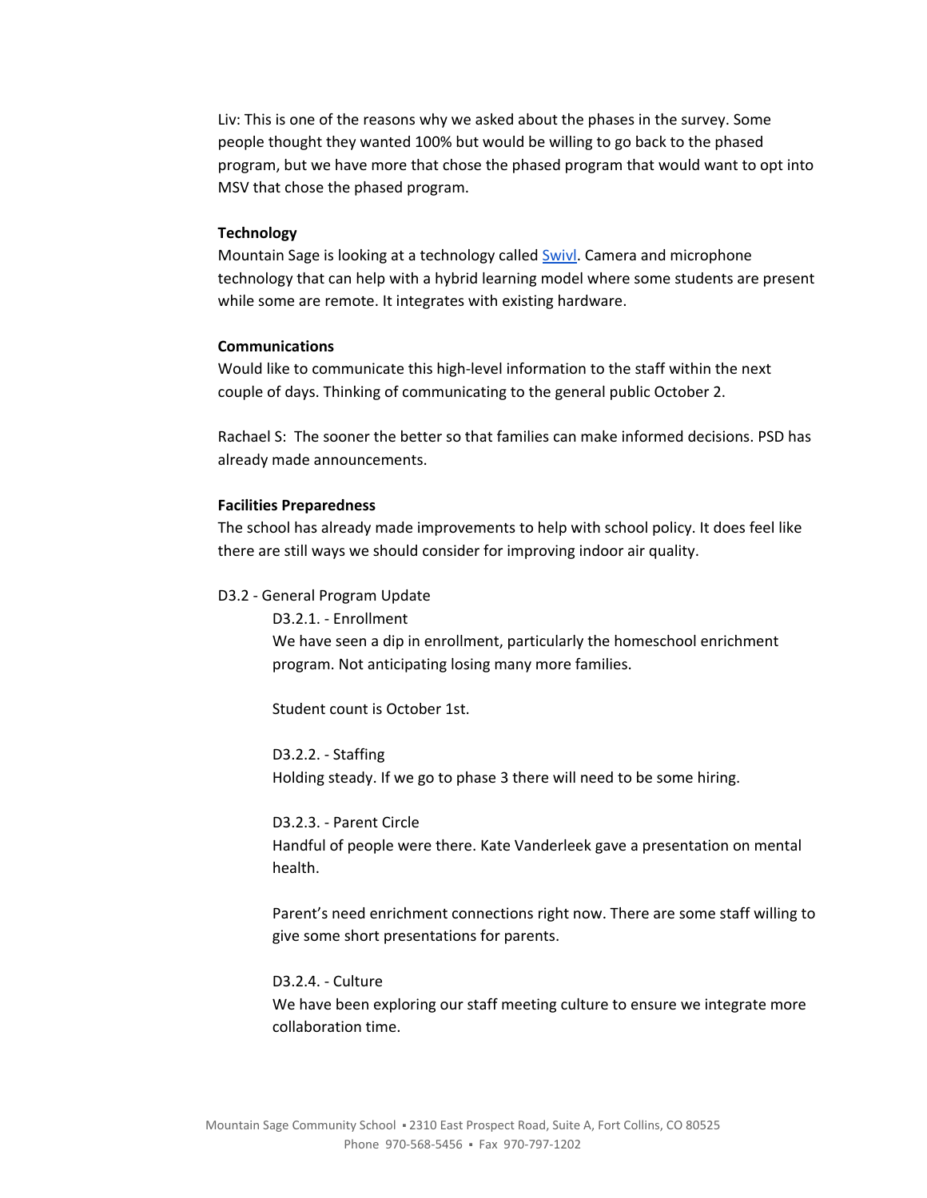Liv: This is one of the reasons why we asked about the phases in the survey. Some people thought they wanted 100% but would be willing to go back to the phased program, but we have more that chose the phased program that would want to opt into MSV that chose the phased program.

**Technology**

Mountain Sage is looking at a technology called [Swivl](). Camera and microphone technology that can help with a hybrid learning model where some students are present while some are remote. It integrates with existing hardware.

**Communications**

Would like to communicate this high-level information to the staff within the next couple of days. Thinking of communicating to the general public October 2.

Rachael S: The sooner the better so that families can make informed decisions. PSD has already made announcements.

**Facilities Preparedness**

The school has already made improvements to help with school policy. It does feel like there are still ways we should consider for improving indoor air quality.

D3.2 - General Program Update

D3.2.1. - Enrollment

We have seen a dip in enrollment, particularly the homeschool enrichment program. Not anticipating losing many more families.

Student count is October 1st.

D3.2.2. - Staffing

Holding steady. If we go to phase 3 there will need to be some hiring.

D3.2.3. - Parent Circle

Handful of people were there. Kate Vanderleek gave a presentation on mental health.

Parent's need enrichment connections right now. There are some staff willing to give some short presentations for parents.

D3.2.4. - Culture

We have been exploring our staff meeting culture to ensure we integrate more collaboration time.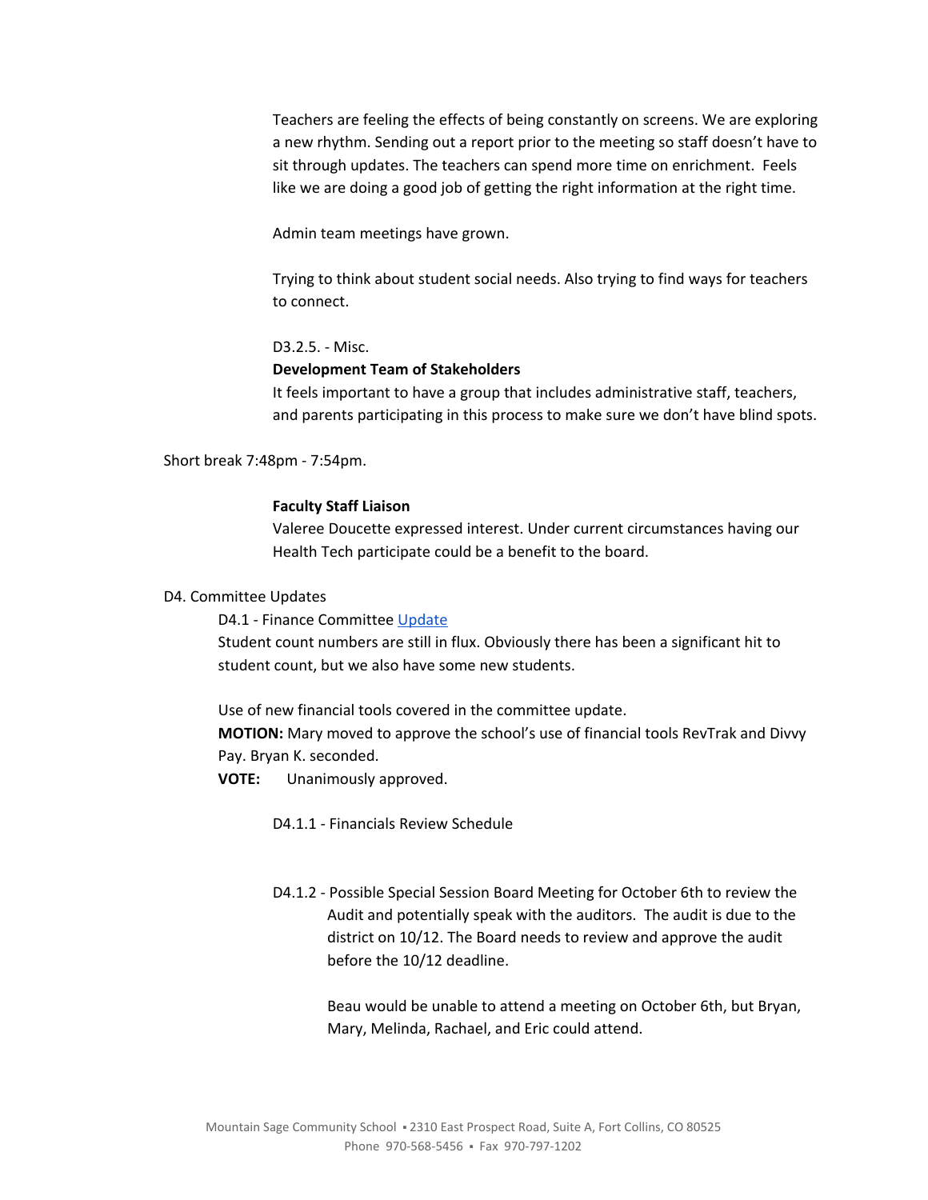Teachers are feeling the effects of being constantly on screens. We are exploring a new rhythm. Sending out a report prior to the meeting so staff doesn't have to sit through updates. The teachers can spend more time on enrichment. Feels like we are doing a good job of getting the right information at the right time.

Admin team meetings have grown.

Trying to think about student social needs. Also trying to find ways for teachers to connect.

D3.2.5. - Misc.

**Development Team of Stakeholders**

It feels important to have a group that includes administrative staff, teachers, and parents participating in this process to make sure we don't have blind spots.

Short break 7:48pm - 7:54pm.

**Faculty Staff Liaison**

Valeree Doucette expressed interest. Under current circumstances having our Health Tech participate could be a benefit to the board.

D4. Committee Updates

D4.1 - Finance Committee Update

Student count numbers are still in flux. Obviously there has been a significant hit to student count, but we also have some new students.

Use of new financial tools covered in the committee update.

**MOTION:** Mary moved to approve the school's use of financial tools RevTrak and Divvy Pay. Bryan K. seconded.

**VOTE:** Unanimously approved.

D4.1.1 - Financials Review Schedule

D4.1.2 - Possible Special Session Board Meeting for October 6th to review the Audit and potentially speak with the auditors. The audit is due to the district on 10/12. The Board needs to review and approve the audit before the 10/12 deadline.

Beau would be unable to attend a meeting on October 6th, but Bryan, Mary, Melinda, Rachael, and Eric could attend.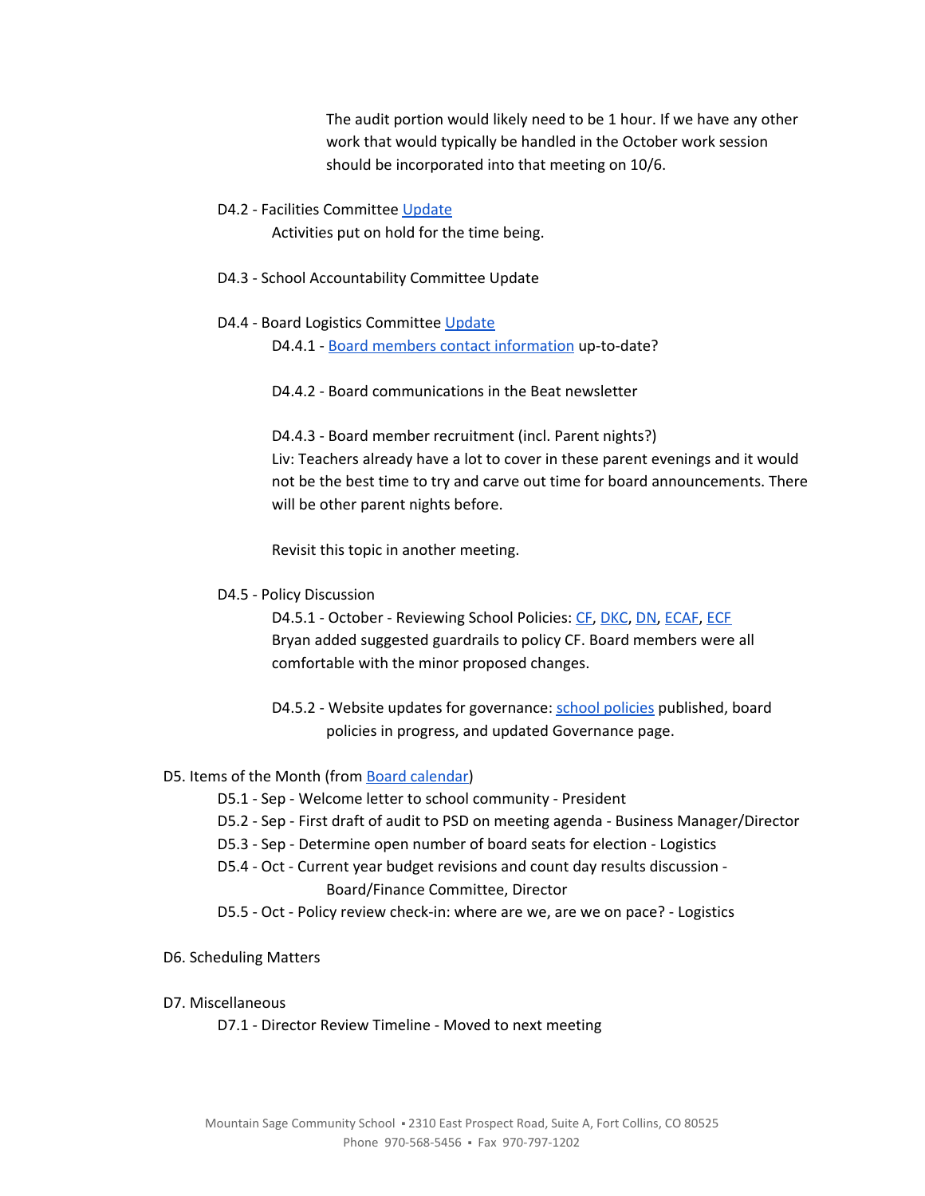The audit portion would likely need to be 1 hour. If we have any other work that would typically be handled in the October work session should be incorporated into that meeting on 10/6.

D4.2 - Facilities Committee Update
Activities put on hold for the time being.

D4.3 - School Accountability Committee Update

D4.4 - Board Logistics Committee Update

D4.4.1 - Board members contact information up-to-date?

D4.4.2 - Board communications in the Beat newsletter

D4.4.3 - Board member recruitment (incl. Parent nights?)
Liv: Teachers already have a lot to cover in these parent evenings and it would not be the best time to try and carve out time for board announcements. There will be other parent nights before.

Revisit this topic in another meeting.

D4.5 - Policy Discussion

D4.5.1 - October - Reviewing School Policies: CF, DKC, DN, ECAF, ECF
Bryan added suggested guardrails to policy CF. Board members were all comfortable with the minor proposed changes.

D4.5.2 - Website updates for governance: school policies published, board policies in progress, and updated Governance page.

D5. Items of the Month (from Board calendar)

- D5.1 - Sep - Welcome letter to school community - President
- D5.2 - Sep - First draft of audit to PSD on meeting agenda - Business Manager/Director
- D5.3 - Sep - Determine open number of board seats for election - Logistics
- D5.4 - Oct - Current year budget revisions and count day results discussion - Board/Finance Committee, Director
- D5.5 - Oct - Policy review check-in: where are we, are we on pace? - Logistics

D6. Scheduling Matters

D7. Miscellaneous

D7.1 - Director Review Timeline - Moved to next meeting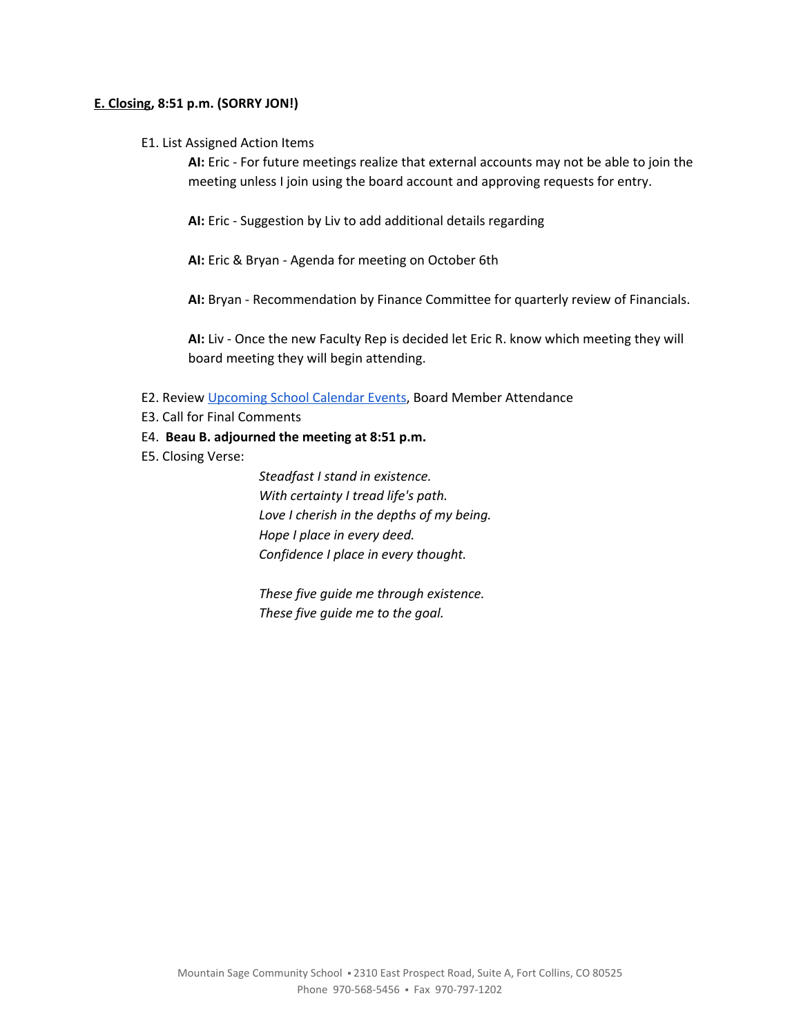**<u>E. Closing</u>, 8:51 p.m. (SORRY JON!)**

E1. List Assigned Action Items

**AI:** Eric - For future meetings realize that external accounts may not be able to join the meeting unless I join using the board account and approving requests for entry.

**AI:** Eric - Suggestion by Liv to add additional details regarding

**AI:** Eric & Bryan - Agenda for meeting on October 6th

**AI:** Bryan - Recommendation by Finance Committee for quarterly review of Financials.

**AI:** Liv - Once the new Faculty Rep is decided let Eric R. know which meeting they will board meeting they will begin attending.

E2. Review Upcoming School Calendar Events, Board Member Attendance

E3. Call for Final Comments

E4. **Beau B. adjourned the meeting at 8:51 p.m.**

E5. Closing Verse:

*Steadfast I stand in existence.*
*With certainty I tread life's path.*
*Love I cherish in the depths of my being.*
*Hope I place in every deed.*
*Confidence I place in every thought.*

*These five guide me through existence.*
*These five guide me to the goal.*

Mountain Sage Community School ▪ 2310 East Prospect Road, Suite A, Fort Collins, CO 80525
Phone 970-568-5456 ▪ Fax 970-797-1202